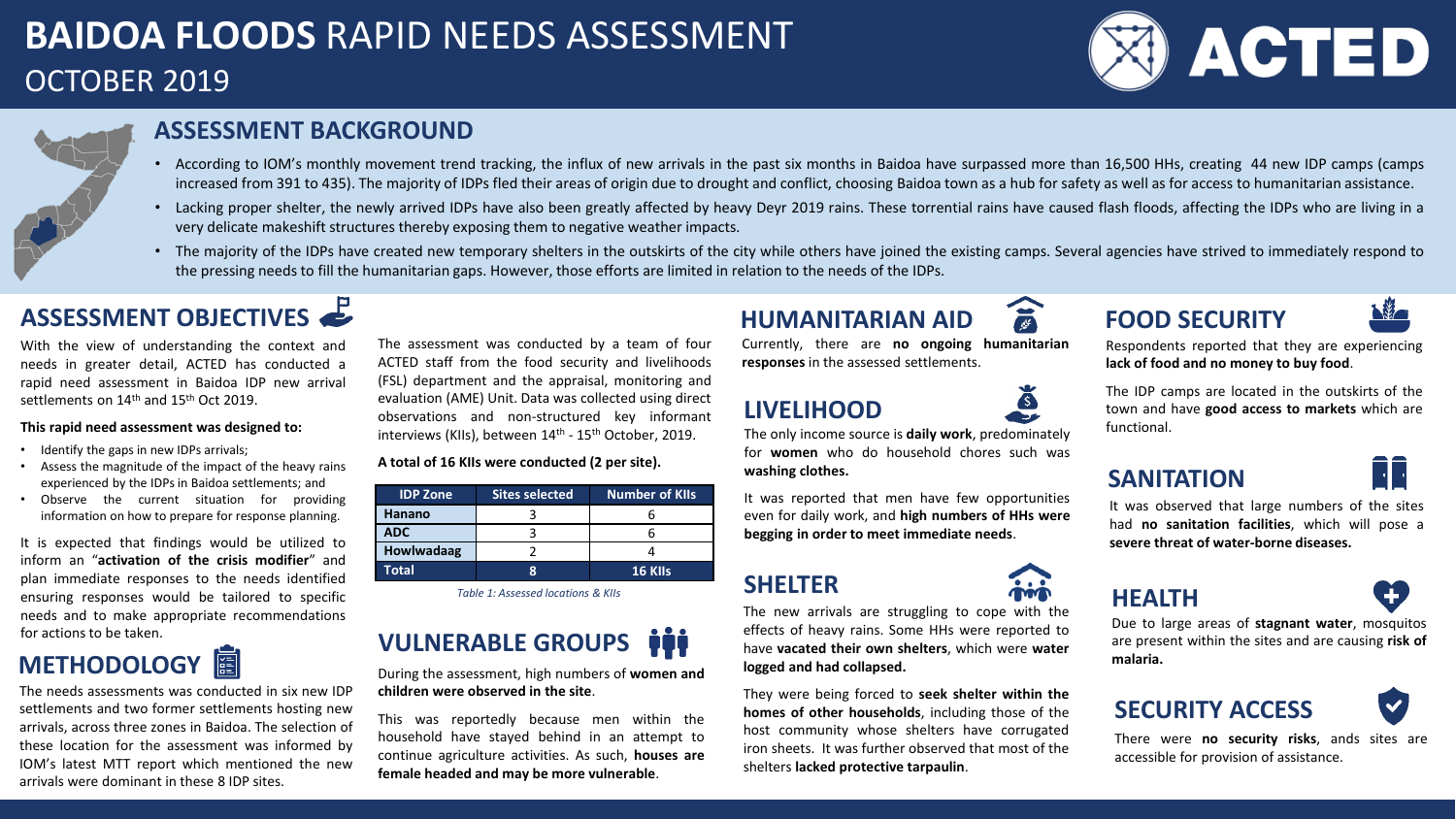# BAIDOA FLOODS RAPID NEEDS ASSESSMENT
## OCTOBER 2019

ACTED

## ASSESSMENT BACKGROUND

- According to IOM's monthly movement trend tracking, the influx of new arrivals in the past six months in Baidoa have surpassed more than 16,500 HHs, creating 44 new IDP camps (camps increased from 391 to 435). The majority of IDPs fled their areas of origin due to drought and conflict, choosing Baidoa town as a hub for safety as well as for access to humanitarian assistance.
- Lacking proper shelter, the newly arrived IDPs have also been greatly affected by heavy Deyr 2019 rains. These torrential rains have caused flash floods, affecting the IDPs who are living in a very delicate makeshift structures thereby exposing them to negative weather impacts.
- The majority of the IDPs have created new temporary shelters in the outskirts of the city while others have joined the existing camps. Several agencies have strived to immediately respond to the pressing needs to fill the humanitarian gaps. However, those efforts are limited in relation to the needs of the IDPs.

## ASSESSMENT OBJECTIVES

With the view of understanding the context and needs in greater detail, ACTED has conducted a rapid need assessment in Baidoa IDP new arrival settlements on 14th and 15th Oct 2019.

**This rapid need assessment was designed to:**

- Identify the gaps in new IDPs arrivals;
- Assess the magnitude of the impact of the heavy rains experienced by the IDPs in Baidoa settlements; and
- Observe the current situation for providing information on how to prepare for response planning.

It is expected that findings would be utilized to inform an "**activation of the crisis modifier**" and plan immediate responses to the needs identified ensuring responses would be tailored to specific needs and to make appropriate recommendations for actions to be taken.

## METHODOLOGY

The needs assessments was conducted in six new IDP settlements and two former settlements hosting new arrivals, across three zones in Baidoa. The selection of these location for the assessment was informed by IOM's latest MTT report which mentioned the new arrivals were dominant in these 8 IDP sites.

The assessment was conducted by a team of four ACTED staff from the food security and livelihoods (FSL) department and the appraisal, monitoring and evaluation (AME) Unit. Data was collected using direct observations and non-structured key informant interviews (KIIs), between 14th - 15th October, 2019.

**A total of 16 KIIs were conducted (2 per site).**

| IDP Zone | Sites selected | Number of KIIs |
|---|---|---|
| Hanano | 3 | 6 |
| ADC | 3 | 6 |
| Howlwadaag | 2 | 4 |
| **Total** | **8** | **16 KIIs** |

*Table 1: Assessed locations & KIIs*

## VULNERABLE GROUPS

During the assessment, high numbers of **women and children were observed in the site**.

This was reportedly because men within the household have stayed behind in an attempt to continue agriculture activities. As such, **houses are female headed and may be more vulnerable**.

## HUMANITARIAN AID

Currently, there are **no ongoing humanitarian responses** in the assessed settlements.

## LIVELIHOOD

The only income source is **daily work**, predominately for **women** who do household chores such was **washing clothes.**

It was reported that men have few opportunities even for daily work, and **high numbers of HHs were begging in order to meet immediate needs**.

## SHELTER

The new arrivals are struggling to cope with the effects of heavy rains. Some HHs were reported to have **vacated their own shelters**, which were **water logged and had collapsed.**

They were being forced to **seek shelter within the homes of other households**, including those of the host community whose shelters have corrugated iron sheets. It was further observed that most of the shelters **lacked protective tarpaulin**.

## FOOD SECURITY

Respondents reported that they are experiencing **lack of food and no money to buy food**.

The IDP camps are located in the outskirts of the town and have **good access to markets** which are functional.

## SANITATION

It was observed that large numbers of the sites had **no sanitation facilities**, which will pose a **severe threat of water-borne diseases.**

## HEALTH

Due to large areas of **stagnant water**, mosquitos are present within the sites and are causing **risk of malaria.**

## SECURITY ACCESS

There were **no security risks**, and sites are accessible for provision of assistance.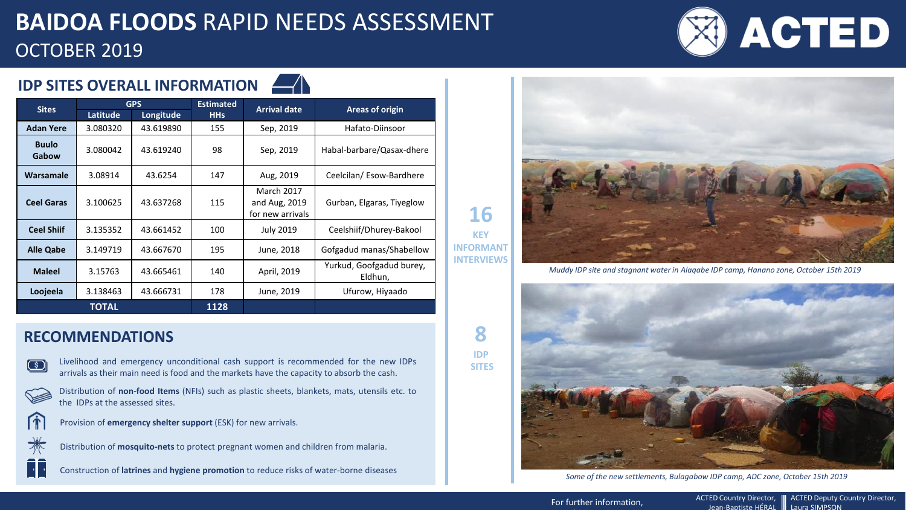# BAIDOA FLOODS RAPID NEEDS ASSESSMENT
## OCTOBER 2019

## IDP SITES OVERALL INFORMATION

| Sites | GPS | | Estimated HHs | Arrival date | Areas of origin |
|---|---|---|---|---|---|
| | Latitude | Longitude | | | |
| **Adan Yere** | 3.080320 | 43.619890 | 155 | Sep, 2019 | Hafato-Diinsoor |
| **Buulo Gabow** | 3.080042 | 43.619240 | 98 | Sep, 2019 | Habal-barbare/Qasax-dhere |
| **Warsamale** | 3.08914 | 43.6254 | 147 | Aug, 2019 | Ceelcilan/ Esow-Bardhere |
| **Ceel Garas** | 3.100625 | 43.637268 | 115 | March 2017 and Aug, 2019 for new arrivals | Gurban, Elgaras, Tiyeglow |
| **Ceel Shiif** | 3.135352 | 43.661452 | 100 | July 2019 | Ceelshiif/Dhurey-Bakool |
| **Alle Qabe** | 3.149719 | 43.667670 | 195 | June, 2018 | Gofgadud manas/Shabellow |
| **Maleel** | 3.15763 | 43.665461 | 140 | April, 2019 | Yurkud, Goofgadud burey, Eldhun, |
| **Loojeela** | 3.138463 | 43.666731 | 178 | June, 2019 | Ufurow, Hiyaado |
| **TOTAL** | | | **1128** | | |

**16** KEY INFORMANT INTERVIEWS

**8** IDP SITES

*Muddy IDP site and stagnant water in Alaqabe IDP camp, Hanano zone, October 15th 2019*

*Some of the new settlements, Bulagabow IDP camp, ADC zone, October 15th 2019*

## RECOMMENDATIONS

- Livelihood and emergency unconditional cash support is recommended for the new IDPs arrivals as their main need is food and the markets have the capacity to absorb the cash.
- Distribution of **non-food Items** (NFIs) such as plastic sheets, blankets, mats, utensils etc. to the IDPs at the assessed sites.
- Provision of **emergency shelter support** (ESK) for new arrivals.
- Distribution of **mosquito-nets** to protect pregnant women and children from malaria.
- Construction of **latrines** and **hygiene promotion** to reduce risks of water-borne diseases

For further information, ACTED Country Director, Jean-Baptiste HÉRAL | ACTED Deputy Country Director, Laura SIMPSON